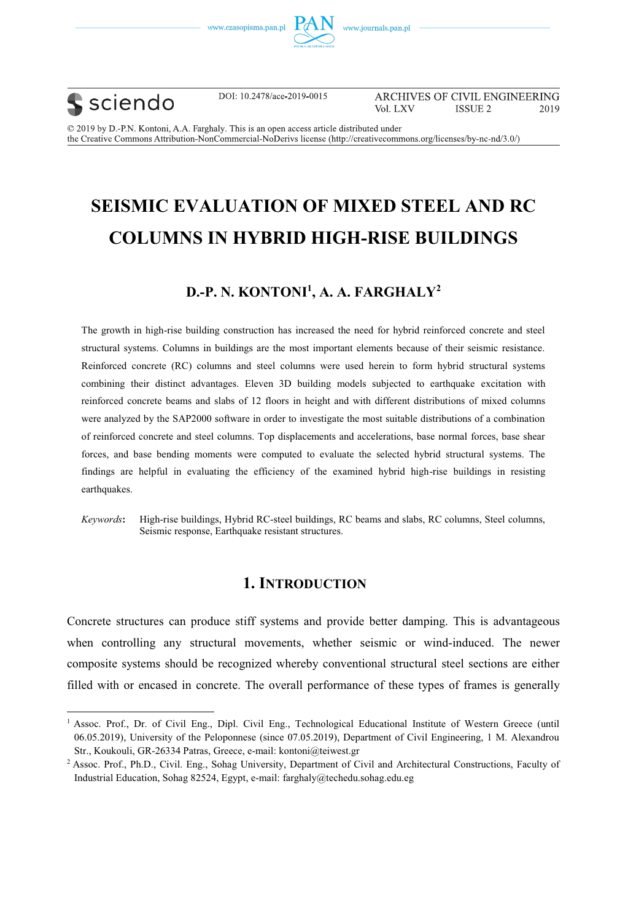DOI: 10.2478/ace-2019-0015

ARCHIVES OF CIVIL ENGINEERING
Vol. LXV ISSUE 2 2019

© 2019 by D.-P.N. Kontoni, A.A. Farghaly. This is an open access article distributed under the Creative Commons Attribution-NonCommercial-NoDerivs license (http://creativecommons.org/licenses/by-nc-nd/3.0/)

# SEISMIC EVALUATION OF MIXED STEEL AND RC COLUMNS IN HYBRID HIGH-RISE BUILDINGS

## D.-P. N. KONTONI[1], A. A. FARGHALY[2]

The growth in high-rise building construction has increased the need for hybrid reinforced concrete and steel structural systems. Columns in buildings are the most important elements because of their seismic resistance. Reinforced concrete (RC) columns and steel columns were used herein to form hybrid structural systems combining their distinct advantages. Eleven 3D building models subjected to earthquake excitation with reinforced concrete beams and slabs of 12 floors in height and with different distributions of mixed columns were analyzed by the SAP2000 software in order to investigate the most suitable distributions of a combination of reinforced concrete and steel columns. Top displacements and accelerations, base normal forces, base shear forces, and base bending moments were computed to evaluate the selected hybrid structural systems. The findings are helpful in evaluating the efficiency of the examined hybrid high-rise buildings in resisting earthquakes.

*Keywords*: High-rise buildings, Hybrid RC-steel buildings, RC beams and slabs, RC columns, Steel columns, Seismic response, Earthquake resistant structures.

## 1. Introduction

Concrete structures can produce stiff systems and provide better damping. This is advantageous when controlling any structural movements, whether seismic or wind-induced. The newer composite systems should be recognized whereby conventional structural steel sections are either filled with or encased in concrete. The overall performance of these types of frames is generally

---

[1] Assoc. Prof., Dr. of Civil Eng., Dipl. Civil Eng., Technological Educational Institute of Western Greece (until 06.05.2019), University of the Peloponnese (since 07.05.2019), Department of Civil Engineering, 1 M. Alexandrou Str., Koukouli, GR-26334 Patras, Greece, e-mail: kontoni@teiwest.gr

[2] Assoc. Prof., Ph.D., Civil. Eng., Sohag University, Department of Civil and Architectural Constructions, Faculty of Industrial Education, Sohag 82524, Egypt, e-mail: farghaly@techedu.sohag.edu.eg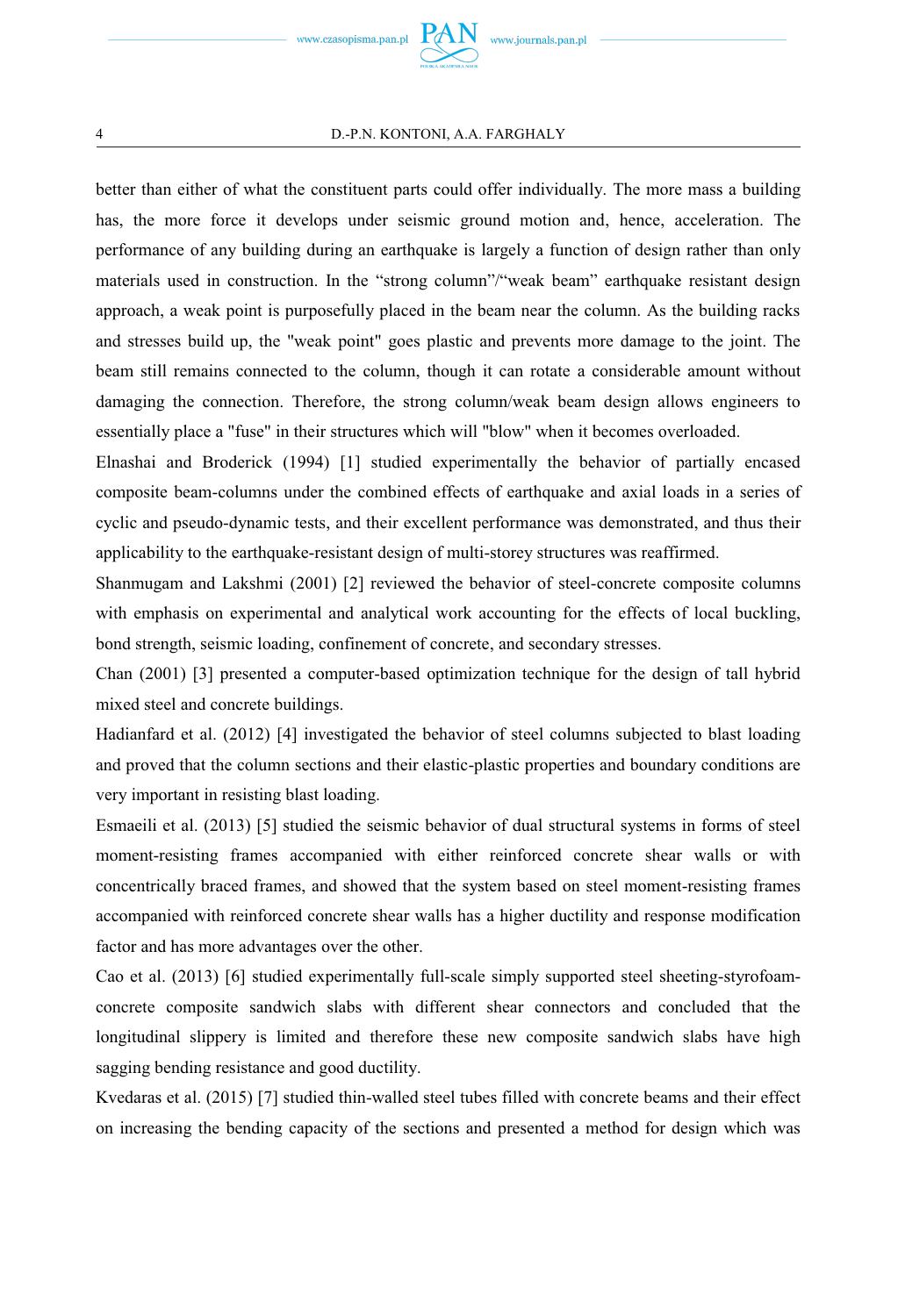better than either of what the constituent parts could offer individually. The more mass a building has, the more force it develops under seismic ground motion and, hence, acceleration. The performance of any building during an earthquake is largely a function of design rather than only materials used in construction. In the "strong column"/"weak beam" earthquake resistant design approach, a weak point is purposefully placed in the beam near the column. As the building racks and stresses build up, the "weak point" goes plastic and prevents more damage to the joint. The beam still remains connected to the column, though it can rotate a considerable amount without damaging the connection. Therefore, the strong column/weak beam design allows engineers to essentially place a "fuse" in their structures which will "blow" when it becomes overloaded.

Elnashai and Broderick (1994) [1] studied experimentally the behavior of partially encased composite beam-columns under the combined effects of earthquake and axial loads in a series of cyclic and pseudo-dynamic tests, and their excellent performance was demonstrated, and thus their applicability to the earthquake-resistant design of multi-storey structures was reaffirmed.

Shanmugam and Lakshmi (2001) [2] reviewed the behavior of steel-concrete composite columns with emphasis on experimental and analytical work accounting for the effects of local buckling, bond strength, seismic loading, confinement of concrete, and secondary stresses.

Chan (2001) [3] presented a computer-based optimization technique for the design of tall hybrid mixed steel and concrete buildings.

Hadianfard et al. (2012) [4] investigated the behavior of steel columns subjected to blast loading and proved that the column sections and their elastic-plastic properties and boundary conditions are very important in resisting blast loading.

Esmaeili et al. (2013) [5] studied the seismic behavior of dual structural systems in forms of steel moment-resisting frames accompanied with either reinforced concrete shear walls or with concentrically braced frames, and showed that the system based on steel moment-resisting frames accompanied with reinforced concrete shear walls has a higher ductility and response modification factor and has more advantages over the other.

Cao et al. (2013) [6] studied experimentally full-scale simply supported steel sheeting-styrofoam-concrete composite sandwich slabs with different shear connectors and concluded that the longitudinal slippery is limited and therefore these new composite sandwich slabs have high sagging bending resistance and good ductility.

Kvedaras et al. (2015) [7] studied thin-walled steel tubes filled with concrete beams and their effect on increasing the bending capacity of the sections and presented a method for design which was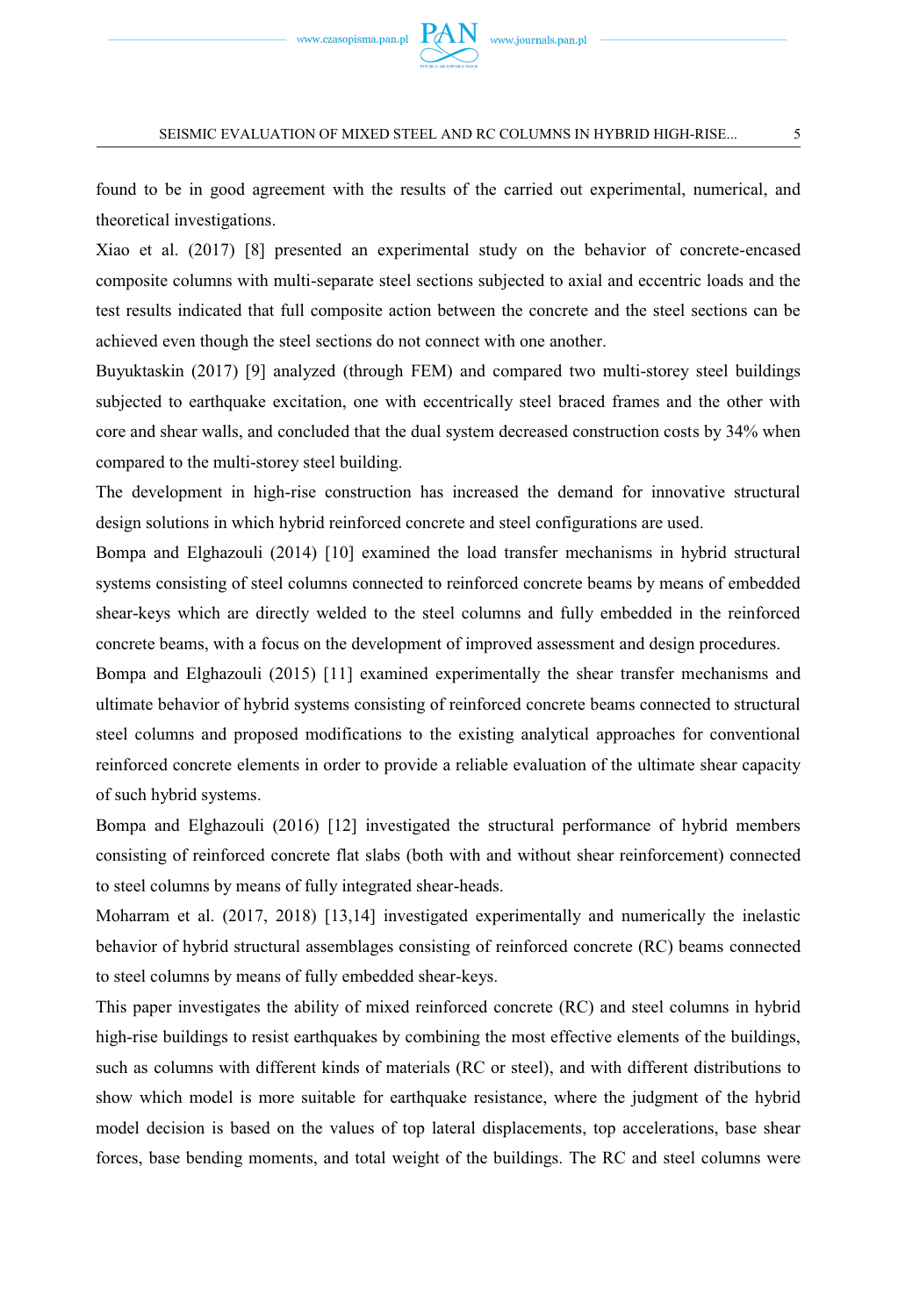found to be in good agreement with the results of the carried out experimental, numerical, and theoretical investigations.

Xiao et al. (2017) [8] presented an experimental study on the behavior of concrete-encased composite columns with multi-separate steel sections subjected to axial and eccentric loads and the test results indicated that full composite action between the concrete and the steel sections can be achieved even though the steel sections do not connect with one another.

Buyuktaskin (2017) [9] analyzed (through FEM) and compared two multi-storey steel buildings subjected to earthquake excitation, one with eccentrically steel braced frames and the other with core and shear walls, and concluded that the dual system decreased construction costs by 34% when compared to the multi-storey steel building.

The development in high-rise construction has increased the demand for innovative structural design solutions in which hybrid reinforced concrete and steel configurations are used.

Bompa and Elghazouli (2014) [10] examined the load transfer mechanisms in hybrid structural systems consisting of steel columns connected to reinforced concrete beams by means of embedded shear-keys which are directly welded to the steel columns and fully embedded in the reinforced concrete beams, with a focus on the development of improved assessment and design procedures.

Bompa and Elghazouli (2015) [11] examined experimentally the shear transfer mechanisms and ultimate behavior of hybrid systems consisting of reinforced concrete beams connected to structural steel columns and proposed modifications to the existing analytical approaches for conventional reinforced concrete elements in order to provide a reliable evaluation of the ultimate shear capacity of such hybrid systems.

Bompa and Elghazouli (2016) [12] investigated the structural performance of hybrid members consisting of reinforced concrete flat slabs (both with and without shear reinforcement) connected to steel columns by means of fully integrated shear-heads.

Moharram et al. (2017, 2018) [13,14] investigated experimentally and numerically the inelastic behavior of hybrid structural assemblages consisting of reinforced concrete (RC) beams connected to steel columns by means of fully embedded shear-keys.

This paper investigates the ability of mixed reinforced concrete (RC) and steel columns in hybrid high-rise buildings to resist earthquakes by combining the most effective elements of the buildings, such as columns with different kinds of materials (RC or steel), and with different distributions to show which model is more suitable for earthquake resistance, where the judgment of the hybrid model decision is based on the values of top lateral displacements, top accelerations, base shear forces, base bending moments, and total weight of the buildings. The RC and steel columns were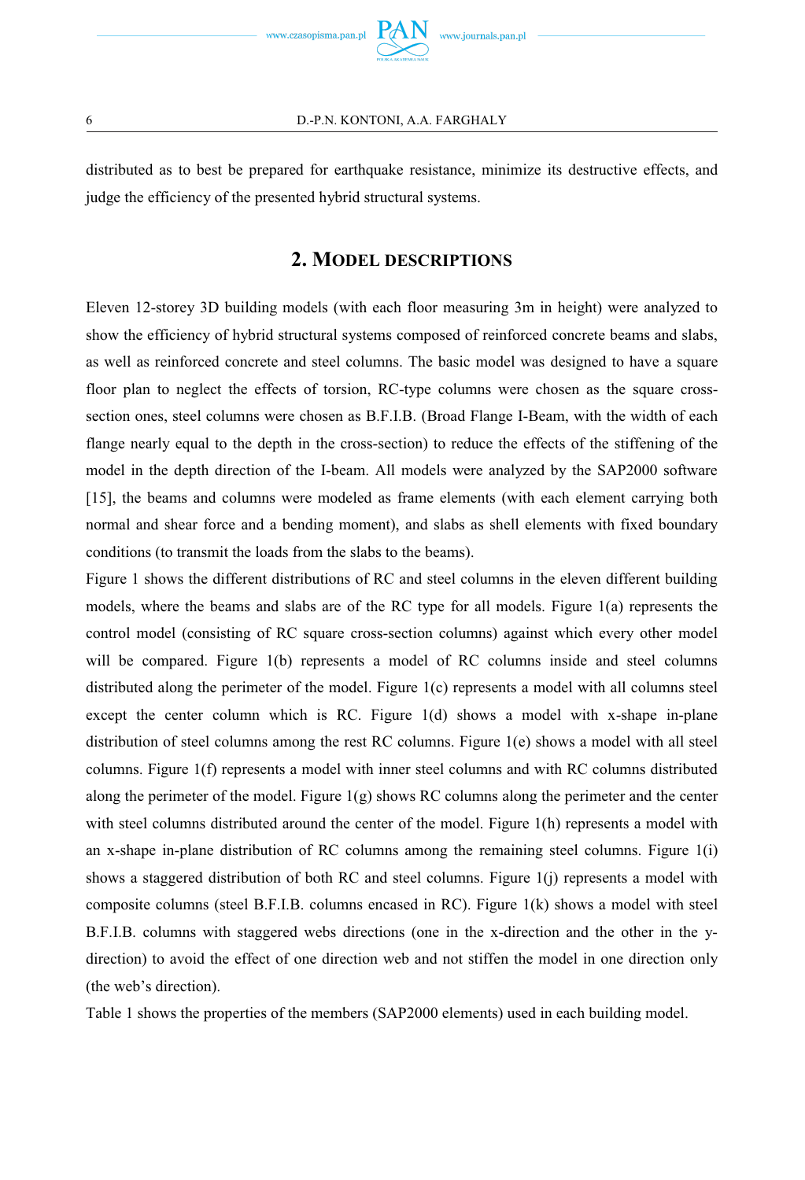distributed as to best be prepared for earthquake resistance, minimize its destructive effects, and judge the efficiency of the presented hybrid structural systems.

## 2. Model descriptions

Eleven 12-storey 3D building models (with each floor measuring 3m in height) were analyzed to show the efficiency of hybrid structural systems composed of reinforced concrete beams and slabs, as well as reinforced concrete and steel columns. The basic model was designed to have a square floor plan to neglect the effects of torsion, RC-type columns were chosen as the square cross-section ones, steel columns were chosen as B.F.I.B. (Broad Flange I-Beam, with the width of each flange nearly equal to the depth in the cross-section) to reduce the effects of the stiffening of the model in the depth direction of the I-beam. All models were analyzed by the SAP2000 software [15], the beams and columns were modeled as frame elements (with each element carrying both normal and shear force and a bending moment), and slabs as shell elements with fixed boundary conditions (to transmit the loads from the slabs to the beams).

Figure 1 shows the different distributions of RC and steel columns in the eleven different building models, where the beams and slabs are of the RC type for all models. Figure 1(a) represents the control model (consisting of RC square cross-section columns) against which every other model will be compared. Figure 1(b) represents a model of RC columns inside and steel columns distributed along the perimeter of the model. Figure 1(c) represents a model with all columns steel except the center column which is RC. Figure 1(d) shows a model with x-shape in-plane distribution of steel columns among the rest RC columns. Figure 1(e) shows a model with all steel columns. Figure 1(f) represents a model with inner steel columns and with RC columns distributed along the perimeter of the model. Figure 1(g) shows RC columns along the perimeter and the center with steel columns distributed around the center of the model. Figure 1(h) represents a model with an x-shape in-plane distribution of RC columns among the remaining steel columns. Figure 1(i) shows a staggered distribution of both RC and steel columns. Figure 1(j) represents a model with composite columns (steel B.F.I.B. columns encased in RC). Figure 1(k) shows a model with steel B.F.I.B. columns with staggered webs directions (one in the x-direction and the other in the y-direction) to avoid the effect of one direction web and not stiffen the model in one direction only (the web's direction).

Table 1 shows the properties of the members (SAP2000 elements) used in each building model.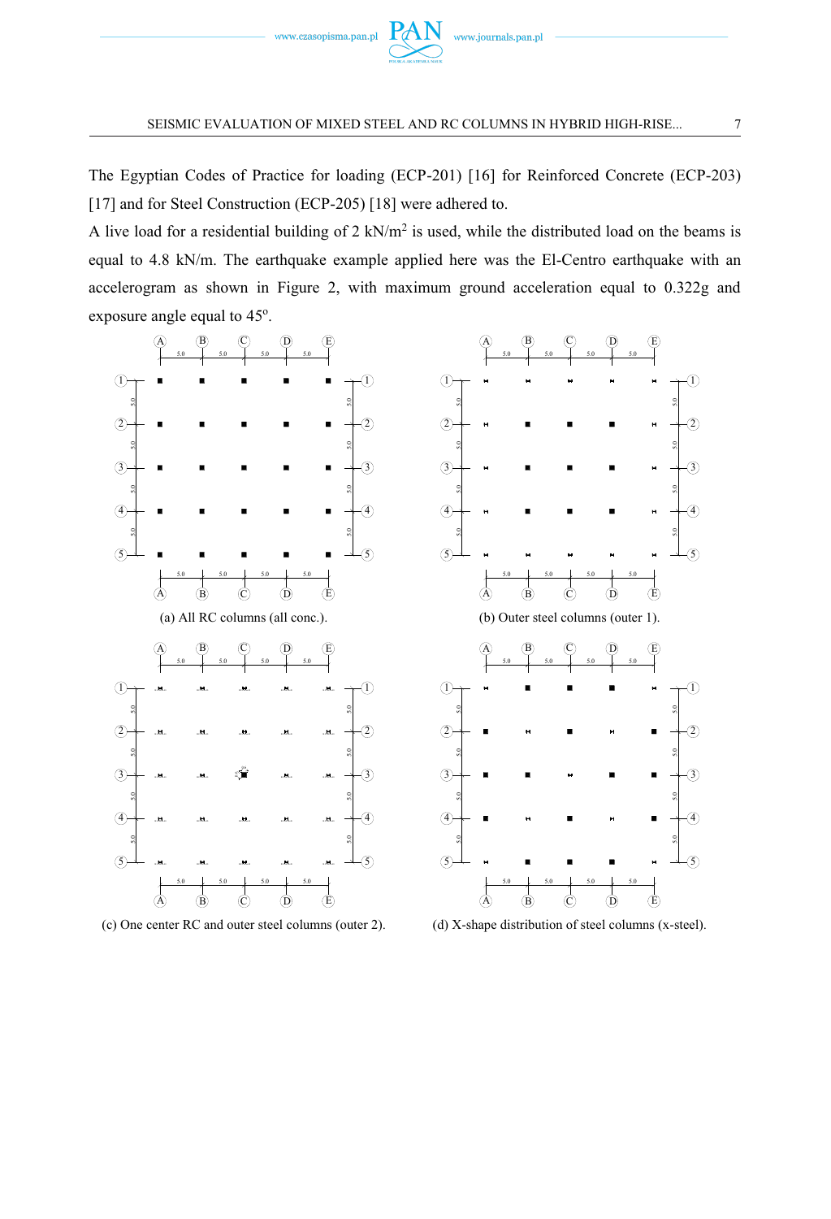The Egyptian Codes of Practice for loading (ECP-201) [16] for Reinforced Concrete (ECP-203) [17] and for Steel Construction (ECP-205) [18] were adhered to.

A live load for a residential building of 2 kN/m$^2$ is used, while the distributed load on the beams is equal to 4.8 kN/m. The earthquake example applied here was the El-Centro earthquake with an accelerogram as shown in Figure 2, with maximum ground acceleration equal to 0.322g and exposure angle equal to 45°.

(a) All RC columns (all conc.).

(b) Outer steel columns (outer 1).

(c) One center RC and outer steel columns (outer 2).

(d) X-shape distribution of steel columns (x-steel).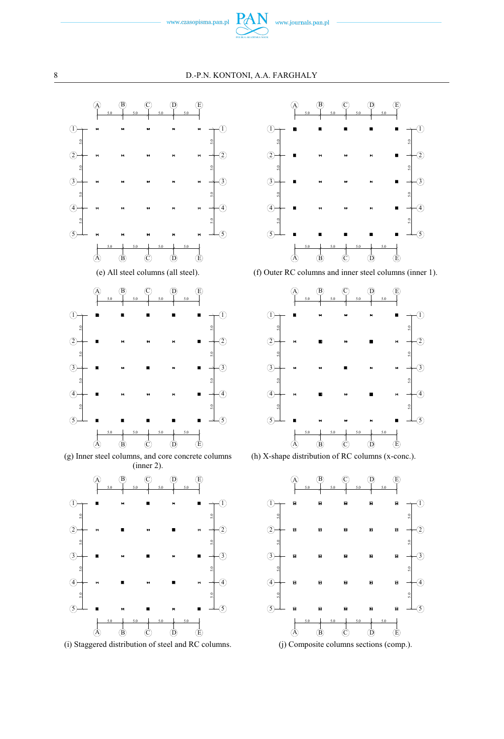(e) All steel columns (all steel).

(f) Outer RC columns and inner steel columns (inner 1).

(g) Inner steel columns, and core concrete columns (inner 2).

(h) X-shape distribution of RC columns (x-conc.).

(i) Staggered distribution of steel and RC columns.

(j) Composite columns sections (comp.).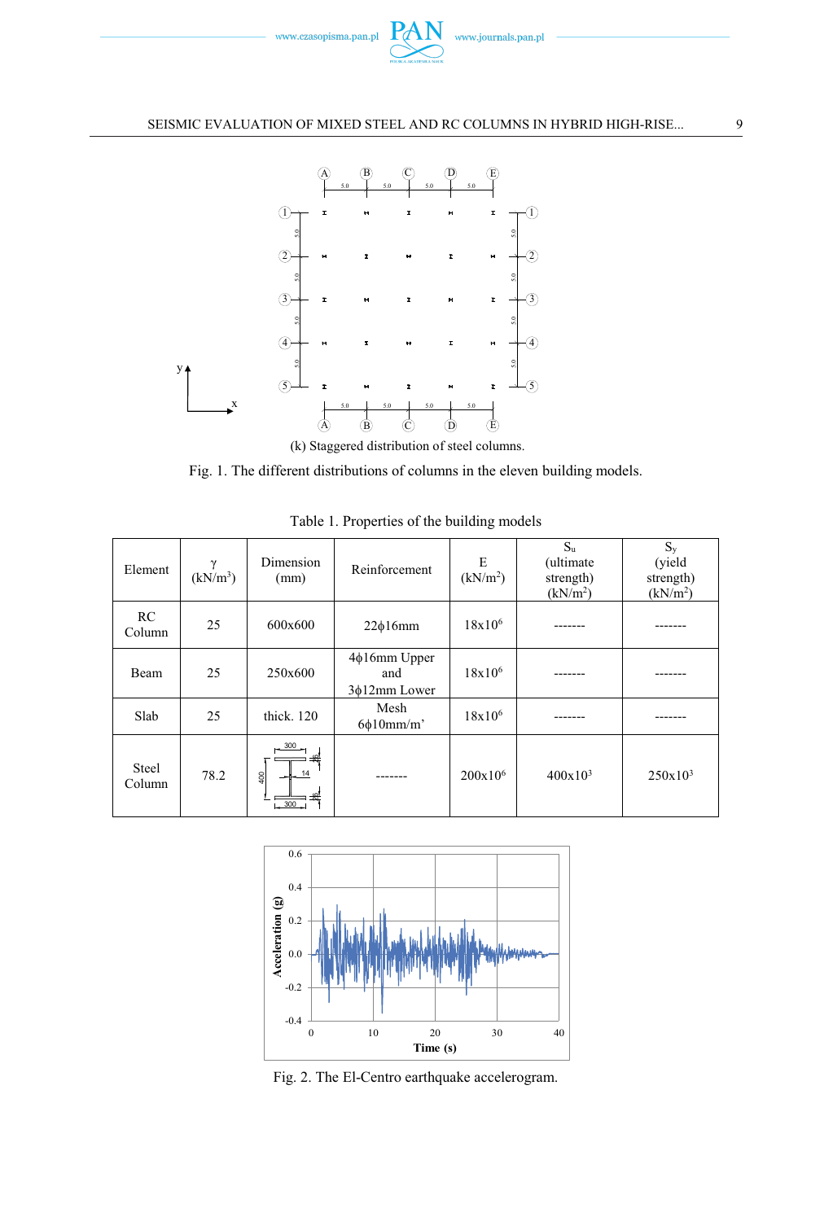(k) Staggered distribution of steel columns.

Fig. 1. The different distributions of columns in the eleven building models.

Table 1. Properties of the building models

| Element | γ (kN/m³) | Dimension (mm) | Reinforcement | E (kN/m²) | $S_u$ (ultimate strength) (kN/m²) | $S_y$ (yield strength) (kN/m²) |
|---|---|---|---|---|---|---|
| RC Column | 25 | 600x600 | 22ϕ16mm | $18 \times 10^6$ | ------- | ------- |
| Beam | 25 | 250x600 | 4ϕ16mm Upper and 3ϕ12mm Lower | $18 \times 10^6$ | ------- | ------- |
| Slab | 25 | thick. 120 | Mesh 6ϕ10mm/m' | $18 \times 10^6$ | ------- | ------- |
| Steel Column | 78.2 | I-section: 300 flange width, 400 depth, 14 web, 16 flange thickness | ------- | $200 \times 10^6$ | $400 \times 10^3$ | $250 \times 10^3$ |

Fig. 2. The El-Centro earthquake accelerogram.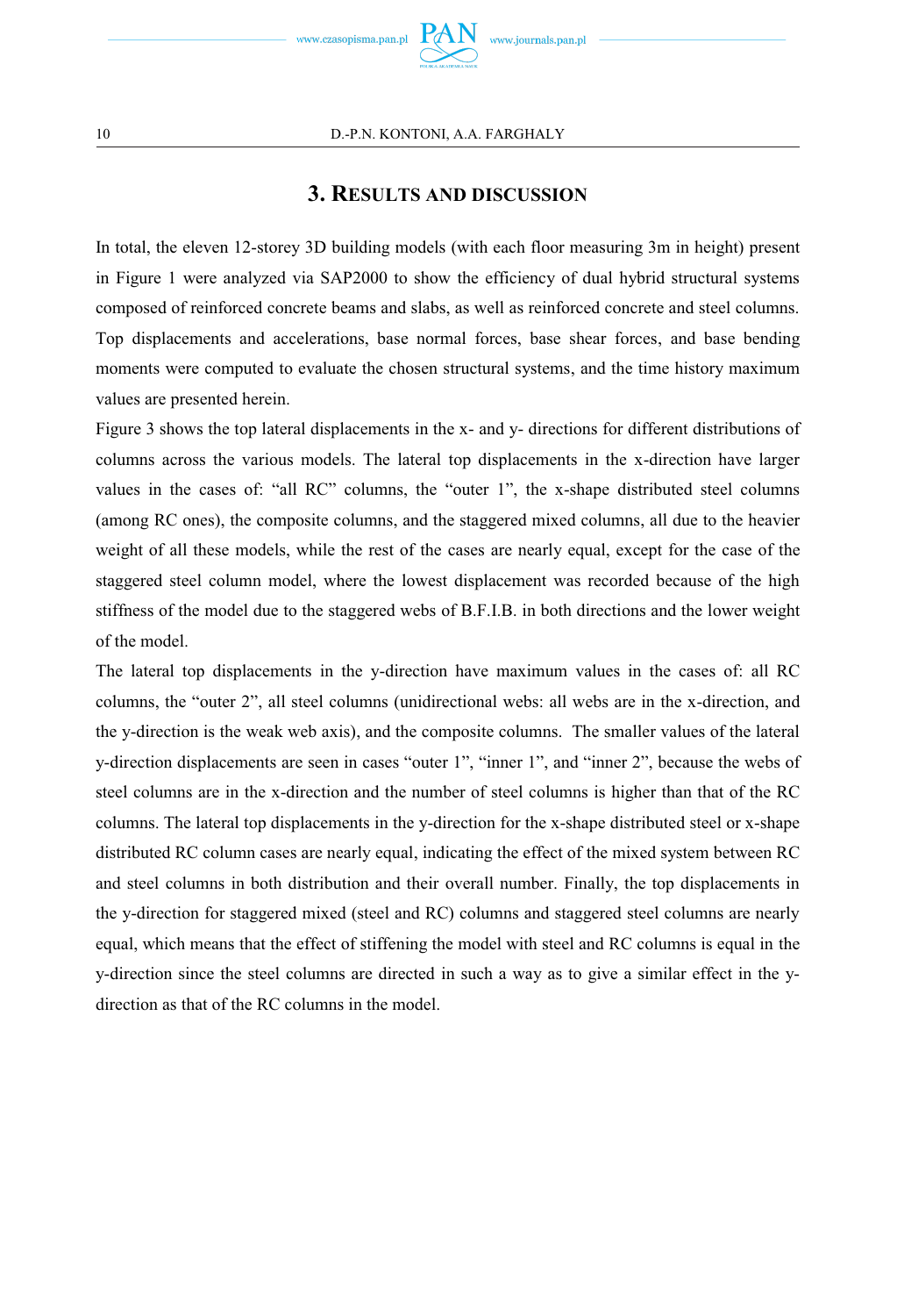## 3. Results and discussion

In total, the eleven 12-storey 3D building models (with each floor measuring 3m in height) present in Figure 1 were analyzed via SAP2000 to show the efficiency of dual hybrid structural systems composed of reinforced concrete beams and slabs, as well as reinforced concrete and steel columns. Top displacements and accelerations, base normal forces, base shear forces, and base bending moments were computed to evaluate the chosen structural systems, and the time history maximum values are presented herein.

Figure 3 shows the top lateral displacements in the x- and y- directions for different distributions of columns across the various models. The lateral top displacements in the x-direction have larger values in the cases of: "all RC" columns, the "outer 1", the x-shape distributed steel columns (among RC ones), the composite columns, and the staggered mixed columns, all due to the heavier weight of all these models, while the rest of the cases are nearly equal, except for the case of the staggered steel column model, where the lowest displacement was recorded because of the high stiffness of the model due to the staggered webs of B.F.I.B. in both directions and the lower weight of the model.

The lateral top displacements in the y-direction have maximum values in the cases of: all RC columns, the "outer 2", all steel columns (unidirectional webs: all webs are in the x-direction, and the y-direction is the weak web axis), and the composite columns. The smaller values of the lateral y-direction displacements are seen in cases "outer 1", "inner 1", and "inner 2", because the webs of steel columns are in the x-direction and the number of steel columns is higher than that of the RC columns. The lateral top displacements in the y-direction for the x-shape distributed steel or x-shape distributed RC column cases are nearly equal, indicating the effect of the mixed system between RC and steel columns in both distribution and their overall number. Finally, the top displacements in the y-direction for staggered mixed (steel and RC) columns and staggered steel columns are nearly equal, which means that the effect of stiffening the model with steel and RC columns is equal in the y-direction since the steel columns are directed in such a way as to give a similar effect in the y-direction as that of the RC columns in the model.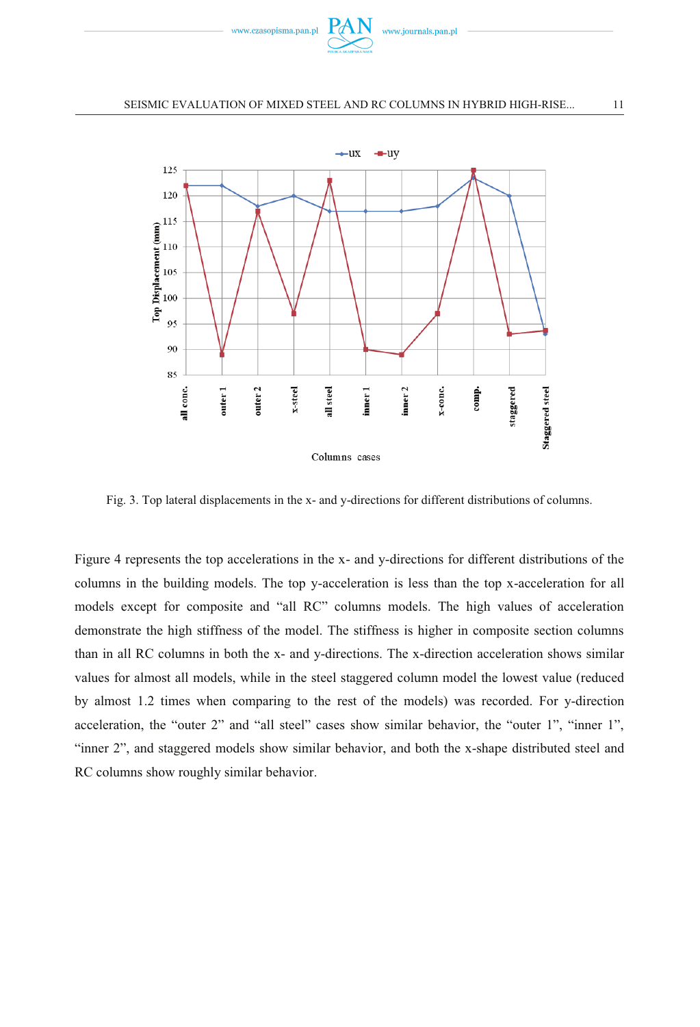Fig. 3. Top lateral displacements in the x- and y-directions for different distributions of columns.

Figure 4 represents the top accelerations in the x- and y-directions for different distributions of the columns in the building models. The top y-acceleration is less than the top x-acceleration for all models except for composite and "all RC" columns models. The high values of acceleration demonstrate the high stiffness of the model. The stiffness is higher in composite section columns than in all RC columns in both the x- and y-directions. The x-direction acceleration shows similar values for almost all models, while in the steel staggered column model the lowest value (reduced by almost 1.2 times when comparing to the rest of the models) was recorded. For y-direction acceleration, the "outer 2" and "all steel" cases show similar behavior, the "outer 1", "inner 1", "inner 2", and staggered models show similar behavior, and both the x-shape distributed steel and RC columns show roughly similar behavior.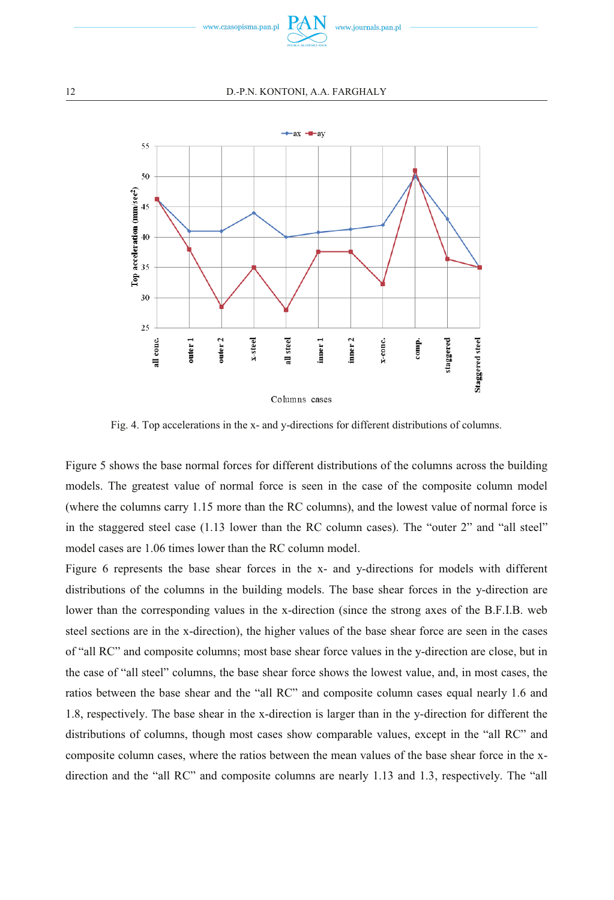Fig. 4. Top accelerations in the x- and y-directions for different distributions of columns.

Figure 5 shows the base normal forces for different distributions of the columns across the building models. The greatest value of normal force is seen in the case of the composite column model (where the columns carry 1.15 more than the RC columns), and the lowest value of normal force is in the staggered steel case (1.13 lower than the RC column cases). The "outer 2" and "all steel" model cases are 1.06 times lower than the RC column model.

Figure 6 represents the base shear forces in the x- and y-directions for models with different distributions of the columns in the building models. The base shear forces in the y-direction are lower than the corresponding values in the x-direction (since the strong axes of the B.F.I.B. web steel sections are in the x-direction), the higher values of the base shear force are seen in the cases of "all RC" and composite columns; most base shear force values in the y-direction are close, but in the case of "all steel" columns, the base shear force shows the lowest value, and, in most cases, the ratios between the base shear and the "all RC" and composite column cases equal nearly 1.6 and 1.8, respectively. The base shear in the x-direction is larger than in the y-direction for different the distributions of columns, though most cases show comparable values, except in the "all RC" and composite column cases, where the ratios between the mean values of the base shear force in the x-direction and the "all RC" and composite columns are nearly 1.13 and 1.3, respectively. The "all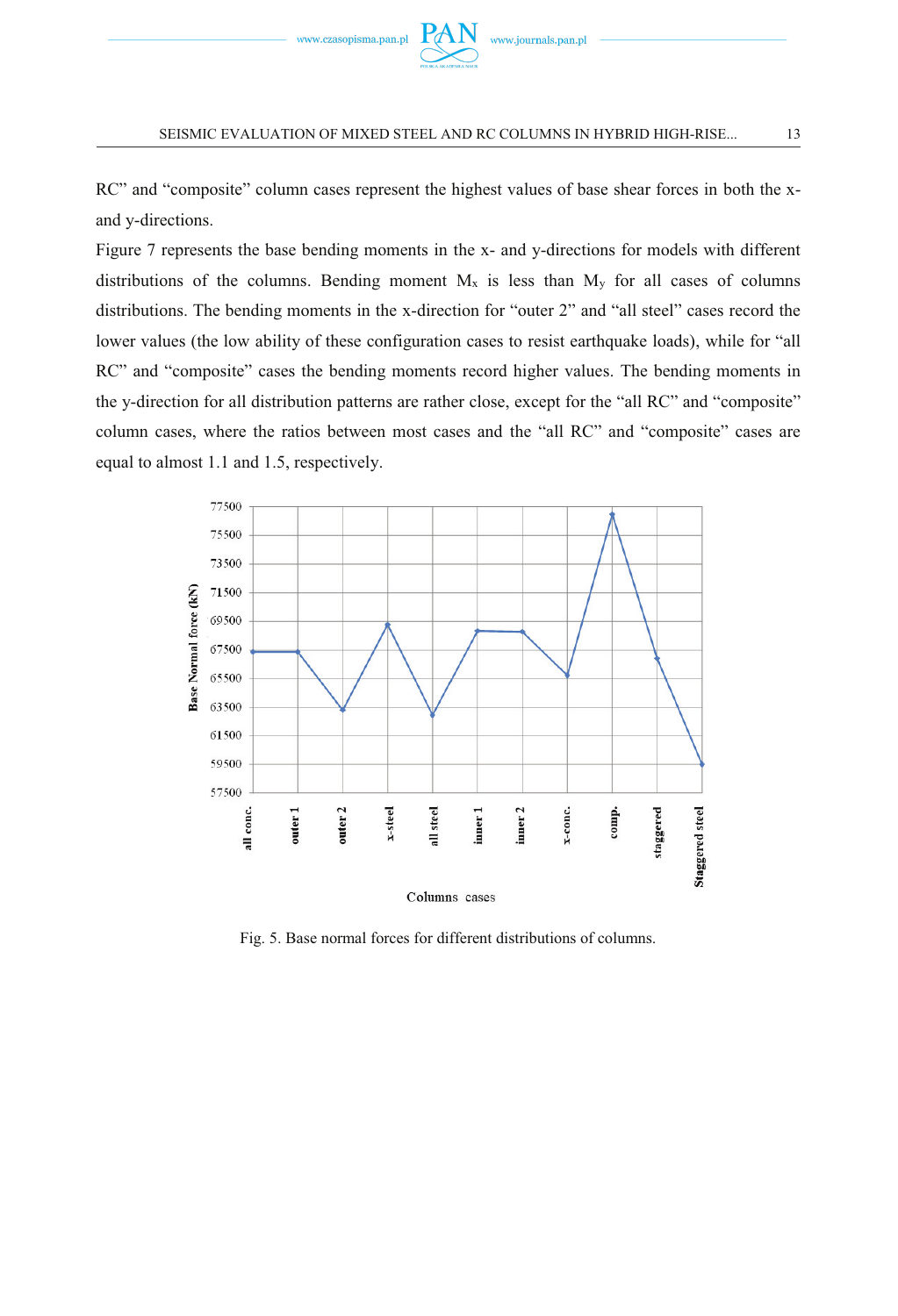RC" and "composite" column cases represent the highest values of base shear forces in both the x- and y-directions.

Figure 7 represents the base bending moments in the x- and y-directions for models with different distributions of the columns. Bending moment $M_x$ is less than $M_y$ for all cases of columns distributions. The bending moments in the x-direction for "outer 2" and "all steel" cases record the lower values (the low ability of these configuration cases to resist earthquake loads), while for "all RC" and "composite" cases the bending moments record higher values. The bending moments in the y-direction for all distribution patterns are rather close, except for the "all RC" and "composite" column cases, where the ratios between most cases and the "all RC" and "composite" cases are equal to almost 1.1 and 1.5, respectively.

Fig. 5. Base normal forces for different distributions of columns.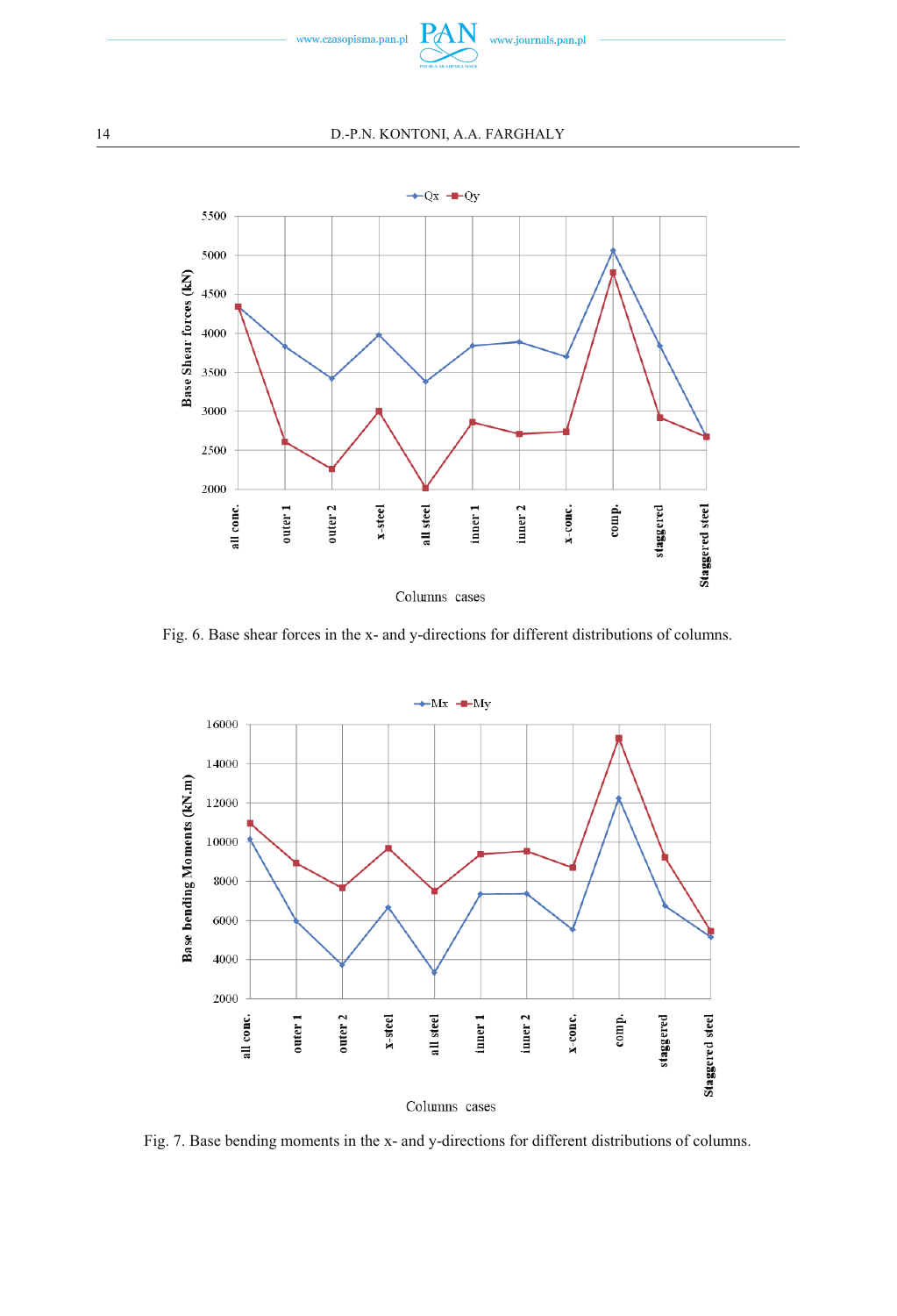Fig. 6. Base shear forces in the x- and y-directions for different distributions of columns.

Fig. 7. Base bending moments in the x- and y-directions for different distributions of columns.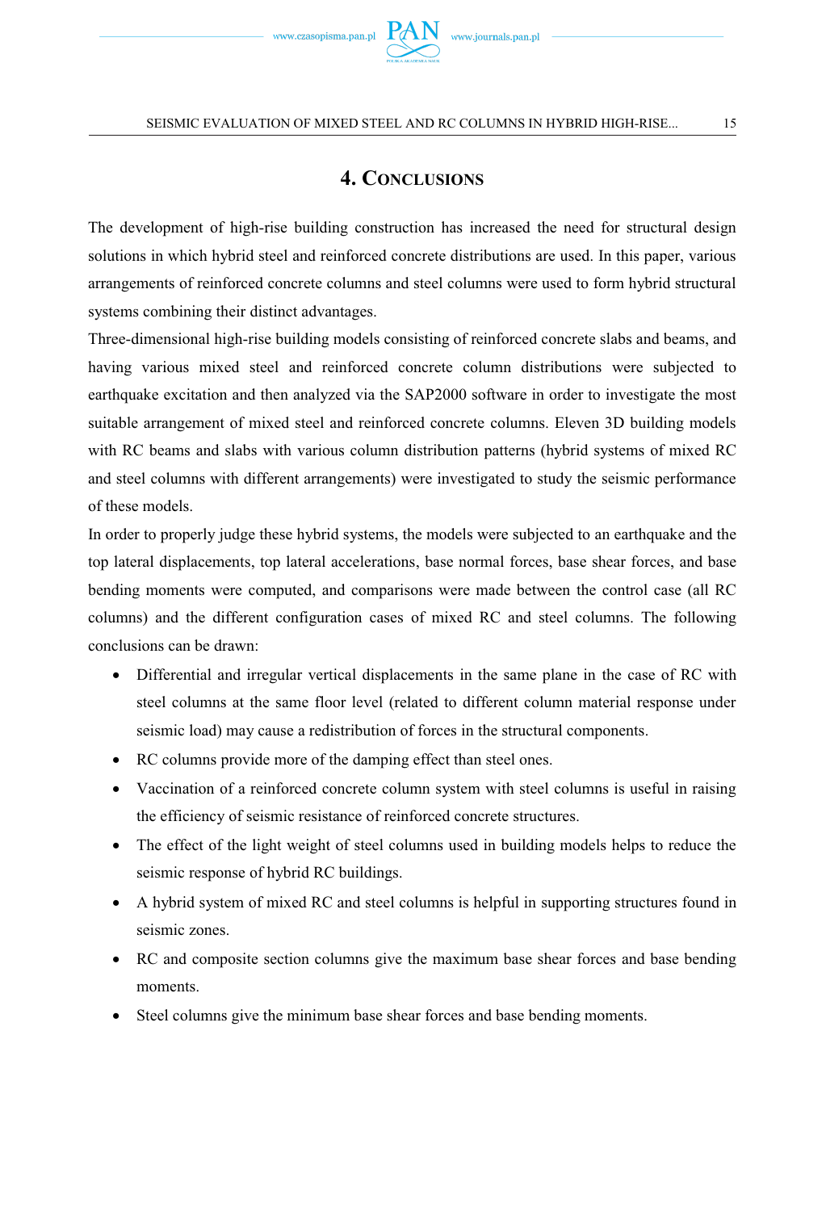## 4. Conclusions

The development of high-rise building construction has increased the need for structural design solutions in which hybrid steel and reinforced concrete distributions are used. In this paper, various arrangements of reinforced concrete columns and steel columns were used to form hybrid structural systems combining their distinct advantages.

Three-dimensional high-rise building models consisting of reinforced concrete slabs and beams, and having various mixed steel and reinforced concrete column distributions were subjected to earthquake excitation and then analyzed via the SAP2000 software in order to investigate the most suitable arrangement of mixed steel and reinforced concrete columns. Eleven 3D building models with RC beams and slabs with various column distribution patterns (hybrid systems of mixed RC and steel columns with different arrangements) were investigated to study the seismic performance of these models.

In order to properly judge these hybrid systems, the models were subjected to an earthquake and the top lateral displacements, top lateral accelerations, base normal forces, base shear forces, and base bending moments were computed, and comparisons were made between the control case (all RC columns) and the different configuration cases of mixed RC and steel columns. The following conclusions can be drawn:

- Differential and irregular vertical displacements in the same plane in the case of RC with steel columns at the same floor level (related to different column material response under seismic load) may cause a redistribution of forces in the structural components.
- RC columns provide more of the damping effect than steel ones.
- Vaccination of a reinforced concrete column system with steel columns is useful in raising the efficiency of seismic resistance of reinforced concrete structures.
- The effect of the light weight of steel columns used in building models helps to reduce the seismic response of hybrid RC buildings.
- A hybrid system of mixed RC and steel columns is helpful in supporting structures found in seismic zones.
- RC and composite section columns give the maximum base shear forces and base bending moments.
- Steel columns give the minimum base shear forces and base bending moments.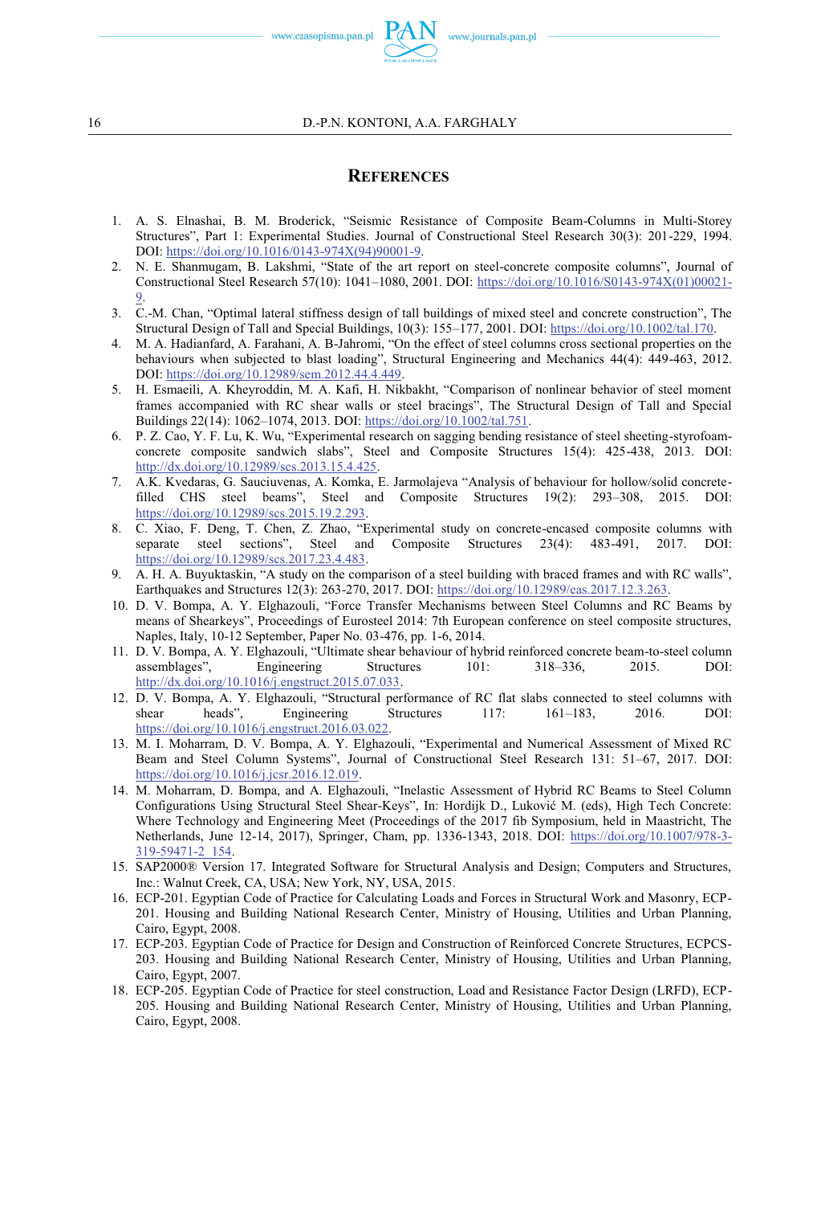## References

1. A. S. Elnashai, B. M. Broderick, "Seismic Resistance of Composite Beam-Columns in Multi-Storey Structures", Part 1: Experimental Studies. Journal of Constructional Steel Research 30(3): 201-229, 1994. DOI: https://doi.org/10.1016/0143-974X(94)90001-9.
2. N. E. Shanmugam, B. Lakshmi, "State of the art report on steel-concrete composite columns", Journal of Constructional Steel Research 57(10): 1041–1080, 2001. DOI: https://doi.org/10.1016/S0143-974X(01)00021-9.
3. C.-M. Chan, "Optimal lateral stiffness design of tall buildings of mixed steel and concrete construction", The Structural Design of Tall and Special Buildings, 10(3): 155–177, 2001. DOI: https://doi.org/10.1002/tal.170.
4. M. A. Hadianfard, A. Farahani, A. B-Jahromi, "On the effect of steel columns cross sectional properties on the behaviours when subjected to blast loading", Structural Engineering and Mechanics 44(4): 449-463, 2012. DOI: https://doi.org/10.12989/sem.2012.44.4.449.
5. H. Esmaeili, A. Kheyroddin, M. A. Kafi, H. Nikbakht, "Comparison of nonlinear behavior of steel moment frames accompanied with RC shear walls or steel bracings", The Structural Design of Tall and Special Buildings 22(14): 1062–1074, 2013. DOI: https://doi.org/10.1002/tal.751.
6. P. Z. Cao, Y. F. Lu, K. Wu, "Experimental research on sagging bending resistance of steel sheeting-styrofoam-concrete composite sandwich slabs", Steel and Composite Structures 15(4): 425-438, 2013. DOI: http://dx.doi.org/10.12989/scs.2013.15.4.425.
7. A.K. Kvedaras, G. Sauciuvenas, A. Komka, E. Jarmolajeva "Analysis of behaviour for hollow/solid concrete-filled CHS steel beams", Steel and Composite Structures 19(2): 293–308, 2015. DOI: https://doi.org/10.12989/scs.2015.19.2.293.
8. C. Xiao, F. Deng, T. Chen, Z. Zhao, "Experimental study on concrete-encased composite columns with separate steel sections", Steel and Composite Structures 23(4): 483-491, 2017. DOI: https://doi.org/10.12989/scs.2017.23.4.483.
9. A. H. A. Buyuktaskin, "A study on the comparison of a steel building with braced frames and with RC walls", Earthquakes and Structures 12(3): 263-270, 2017. DOI: https://doi.org/10.12989/eas.2017.12.3.263.
10. D. V. Bompa, A. Y. Elghazouli, "Force Transfer Mechanisms between Steel Columns and RC Beams by means of Shearkeys", Proceedings of Eurosteel 2014: 7th European conference on steel composite structures, Naples, Italy, 10-12 September, Paper No. 03-476, pp. 1-6, 2014.
11. D. V. Bompa, A. Y. Elghazouli, "Ultimate shear behaviour of hybrid reinforced concrete beam-to-steel column assemblages", Engineering Structures 101: 318–336, 2015. DOI: http://dx.doi.org/10.1016/j.engstruct.2015.07.033.
12. D. V. Bompa, A. Y. Elghazouli, "Structural performance of RC flat slabs connected to steel columns with shear heads", Engineering Structures 117: 161–183, 2016. DOI: https://doi.org/10.1016/j.engstruct.2016.03.022.
13. M. I. Moharram, D. V. Bompa, A. Y. Elghazouli, "Experimental and Numerical Assessment of Mixed RC Beam and Steel Column Systems", Journal of Constructional Steel Research 131: 51–67, 2017. DOI: https://doi.org/10.1016/j.jcsr.2016.12.019.
14. M. Moharram, D. Bompa, and A. Elghazouli, "Inelastic Assessment of Hybrid RC Beams to Steel Column Configurations Using Structural Steel Shear-Keys", In: Hordijk D., Luković M. (eds), High Tech Concrete: Where Technology and Engineering Meet (Proceedings of the 2017 fib Symposium, held in Maastricht, The Netherlands, June 12-14, 2017), Springer, Cham, pp. 1336-1343, 2018. DOI: https://doi.org/10.1007/978-3-319-59471-2_154.
15. SAP2000® Version 17. Integrated Software for Structural Analysis and Design; Computers and Structures, Inc.: Walnut Creek, CA, USA; New York, NY, USA, 2015.
16. ECP-201. Egyptian Code of Practice for Calculating Loads and Forces in Structural Work and Masonry, ECP-201. Housing and Building National Research Center, Ministry of Housing, Utilities and Urban Planning, Cairo, Egypt, 2008.
17. ECP-203. Egyptian Code of Practice for Design and Construction of Reinforced Concrete Structures, ECPCS-203. Housing and Building National Research Center, Ministry of Housing, Utilities and Urban Planning, Cairo, Egypt, 2007.
18. ECP-205. Egyptian Code of Practice for steel construction, Load and Resistance Factor Design (LRFD), ECP-205. Housing and Building National Research Center, Ministry of Housing, Utilities and Urban Planning, Cairo, Egypt, 2008.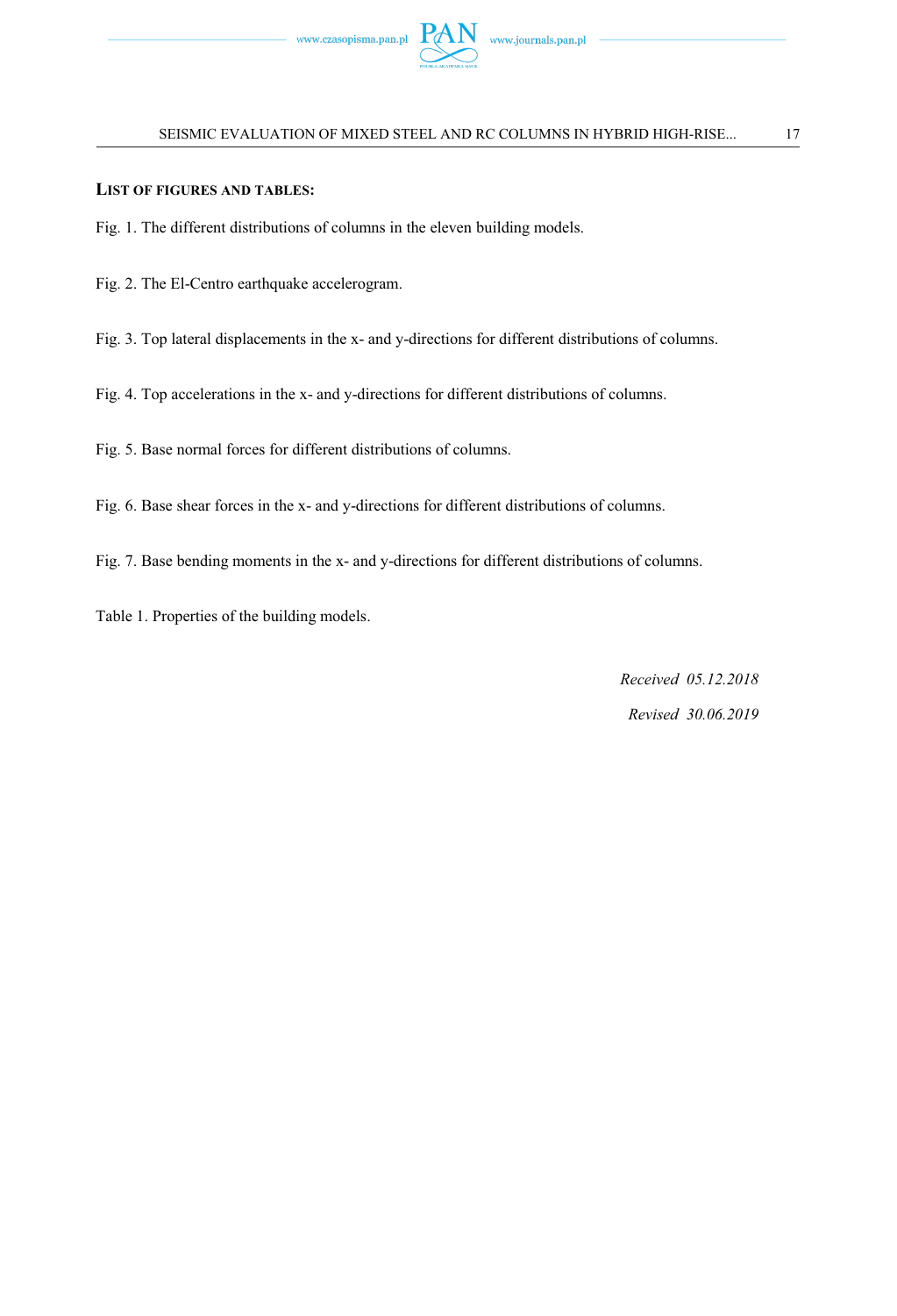**LIST OF FIGURES AND TABLES:**

Fig. 1. The different distributions of columns in the eleven building models.

Fig. 2. The El-Centro earthquake accelerogram.

Fig. 3. Top lateral displacements in the x- and y-directions for different distributions of columns.

Fig. 4. Top accelerations in the x- and y-directions for different distributions of columns.

Fig. 5. Base normal forces for different distributions of columns.

Fig. 6. Base shear forces in the x- and y-directions for different distributions of columns.

Fig. 7. Base bending moments in the x- and y-directions for different distributions of columns.

Table 1. Properties of the building models.

*Received 05.12.2018*

*Revised 30.06.2019*